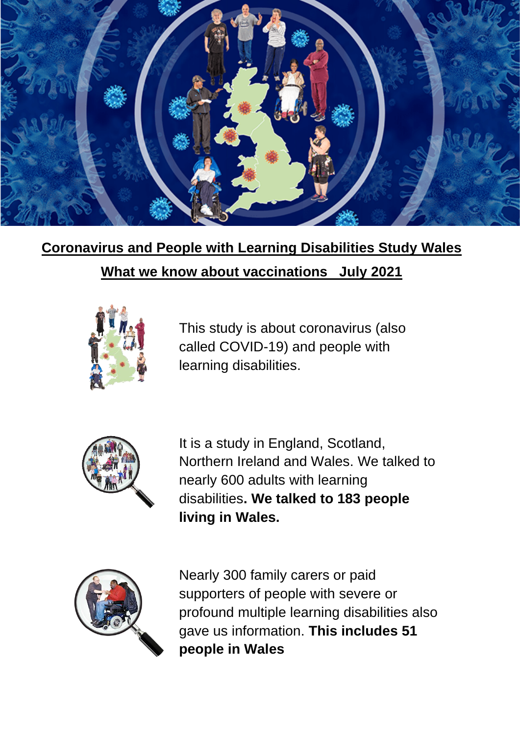# Coronavirus and People with Learning Disabilities Study Wales

## What we know about vaccinations   July 2021

This study is about coronavirus (also called COVID-19) and people with learning disabilities.

It is a study in England, Scotland, Northern Ireland and Wales. We talked to nearly 600 adults with learning disabilities**. We talked to 183 people living in Wales.**

Nearly 300 family carers or paid supporters of people with severe or profound multiple learning disabilities also gave us information. **This includes 51 people in Wales**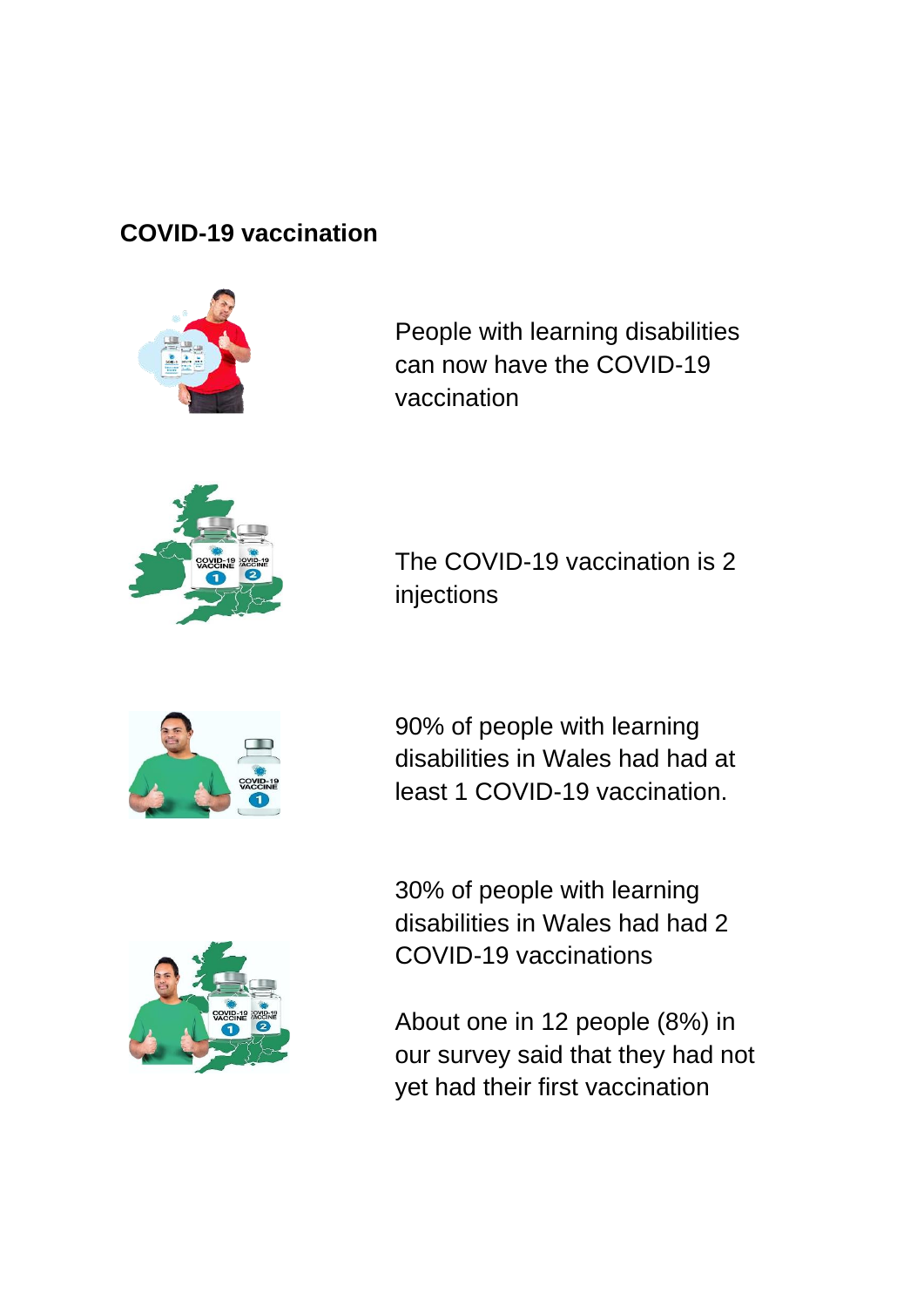## COVID-19 vaccination

People with learning disabilities can now have the COVID-19 vaccination

The COVID-19 vaccination is 2 injections

90% of people with learning disabilities in Wales had had at least 1 COVID-19 vaccination.

30% of people with learning disabilities in Wales had had 2 COVID-19 vaccinations

About one in 12 people (8%) in our survey said that they had not yet had their first vaccination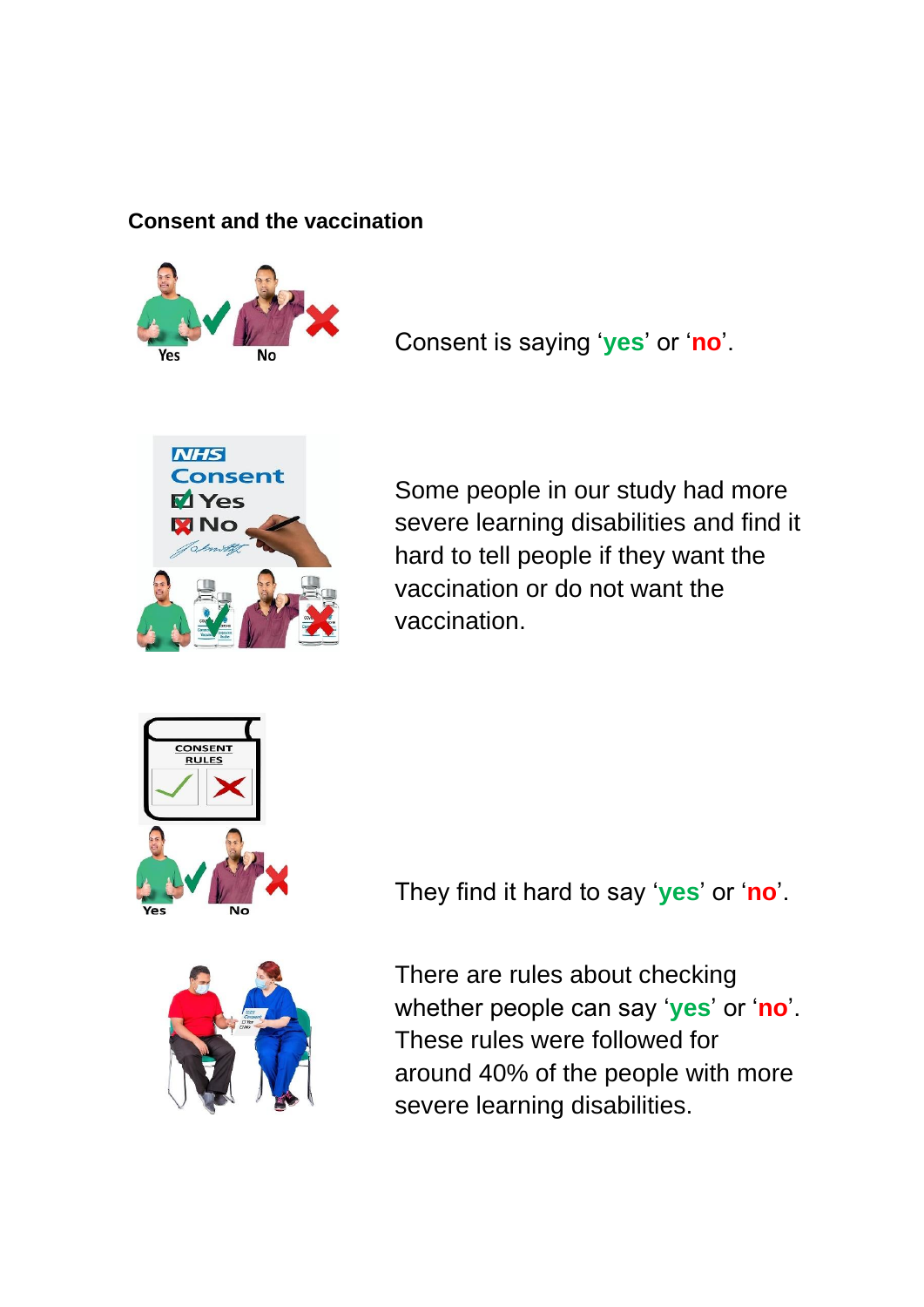**Consent and the vaccination**

Consent is saying ‘**yes**’ or ‘**no**’.

Some people in our study had more severe learning disabilities and find it hard to tell people if they want the vaccination or do not want the vaccination.

They find it hard to say ‘**yes**’ or ‘**no**’.

There are rules about checking whether people can say ‘**yes**’ or ‘**no**’. These rules were followed for around 40% of the people with more severe learning disabilities.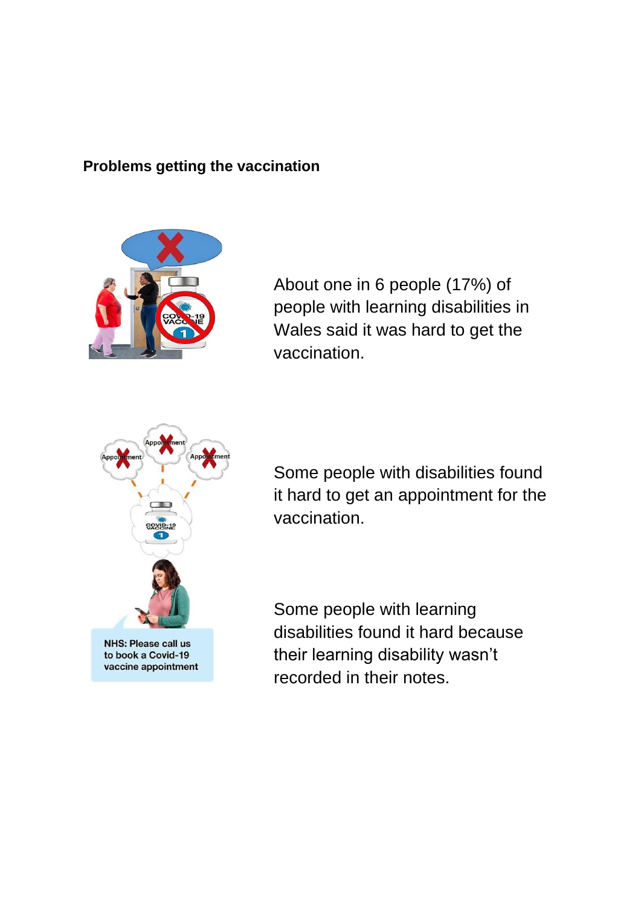**Problems getting the vaccination**

About one in 6 people (17%) of people with learning disabilities in Wales said it was hard to get the vaccination.

Some people with disabilities found it hard to get an appointment for the vaccination.

Some people with learning disabilities found it hard because their learning disability wasn't recorded in their notes.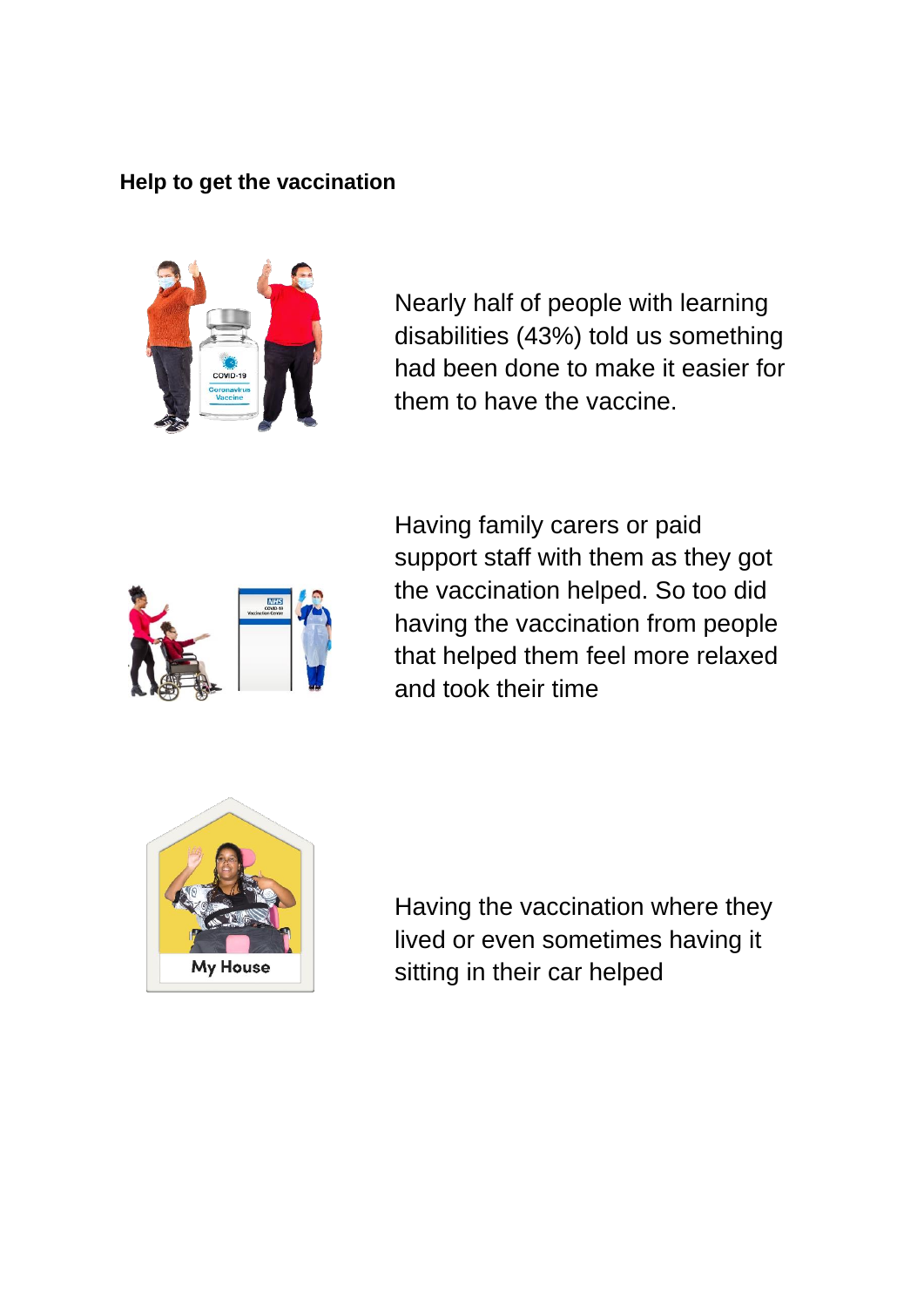**Help to get the vaccination**

Nearly half of people with learning disabilities (43%) told us something had been done to make it easier for them to have the vaccine.

Having family carers or paid support staff with them as they got the vaccination helped. So too did having the vaccination from people that helped them feel more relaxed and took their time

Having the vaccination where they lived or even sometimes having it sitting in their car helped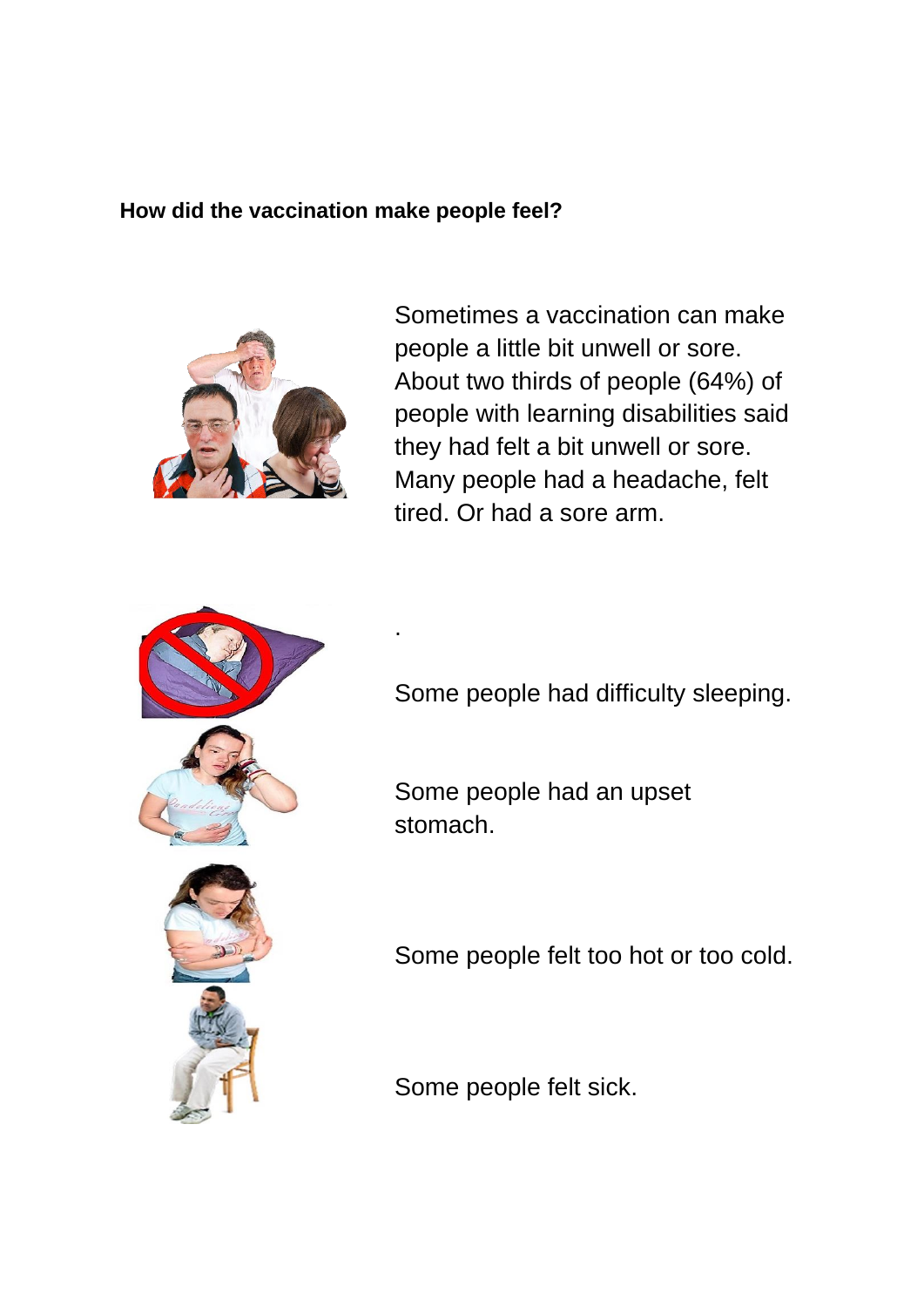**How did the vaccination make people feel?**

Sometimes a vaccination can make people a little bit unwell or sore. About two thirds of people (64%) of people with learning disabilities said they had felt a bit unwell or sore. Many people had a headache, felt tired. Or had a sore arm.

.

Some people had difficulty sleeping.

Some people had an upset stomach.

Some people felt too hot or too cold.

Some people felt sick.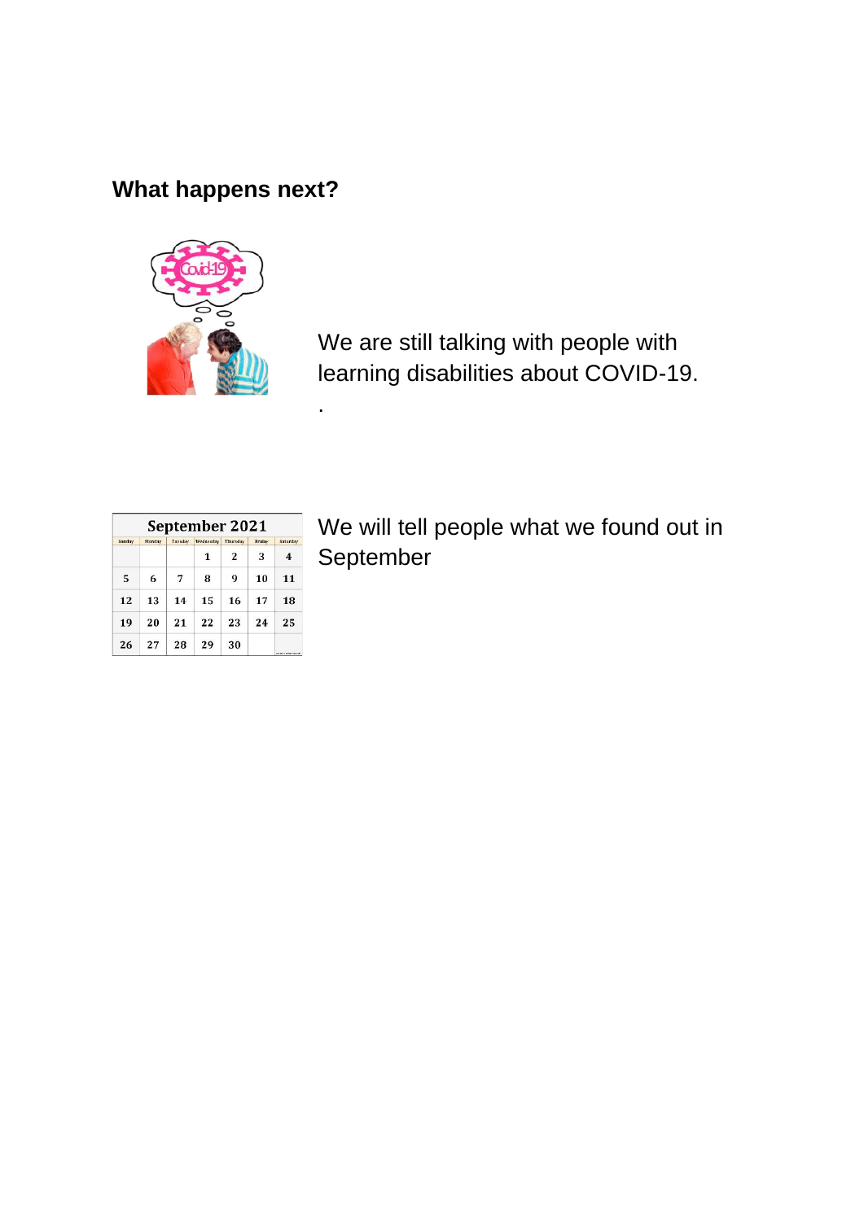## What happens next?

We are still talking with people with learning disabilities about COVID-19.

.

We will tell people what we found out in September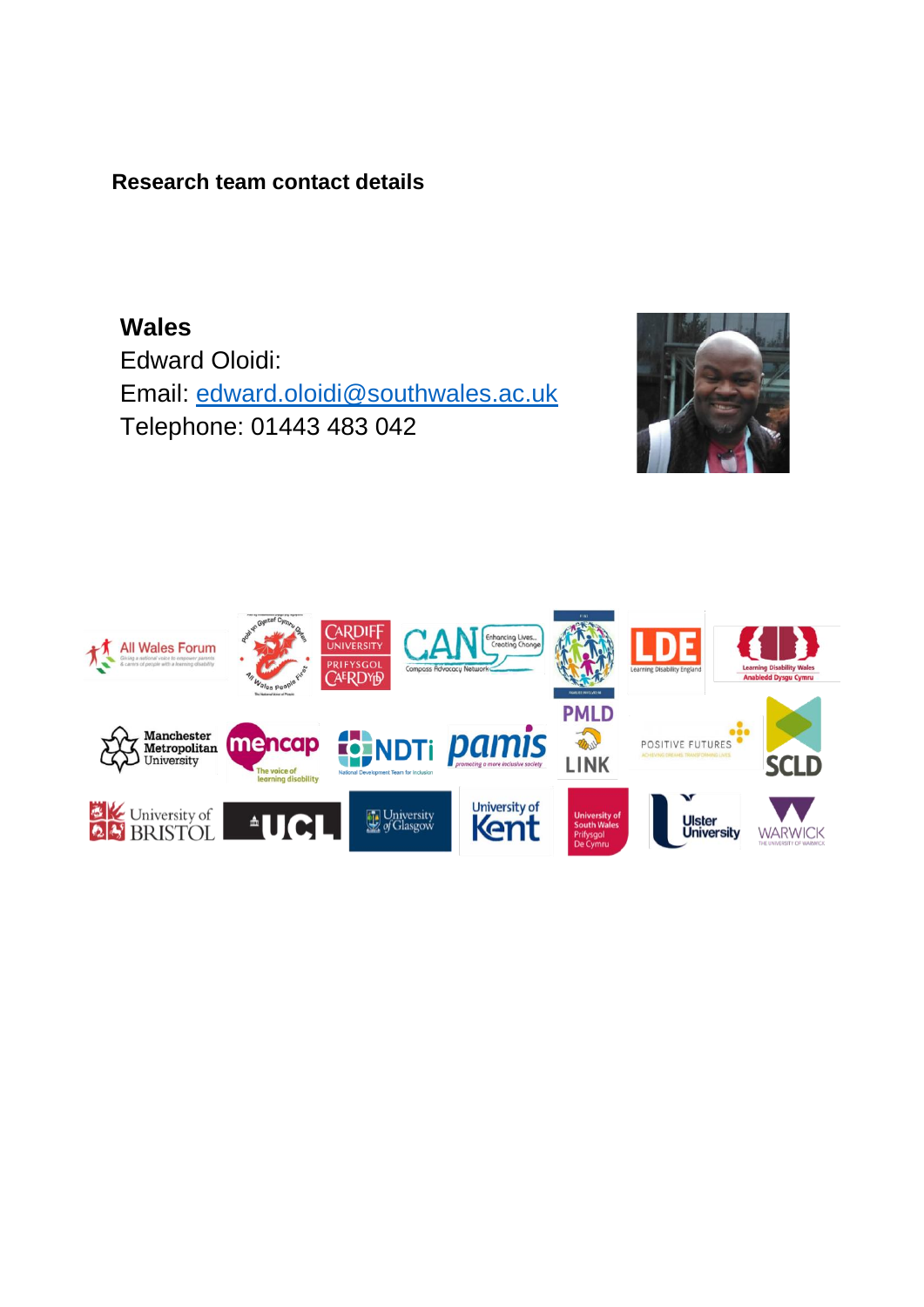**Research team contact details**

**Wales**

Edward Oloidi:

Email: edward.oloidi@southwales.ac.uk

Telephone: 01443 483 042